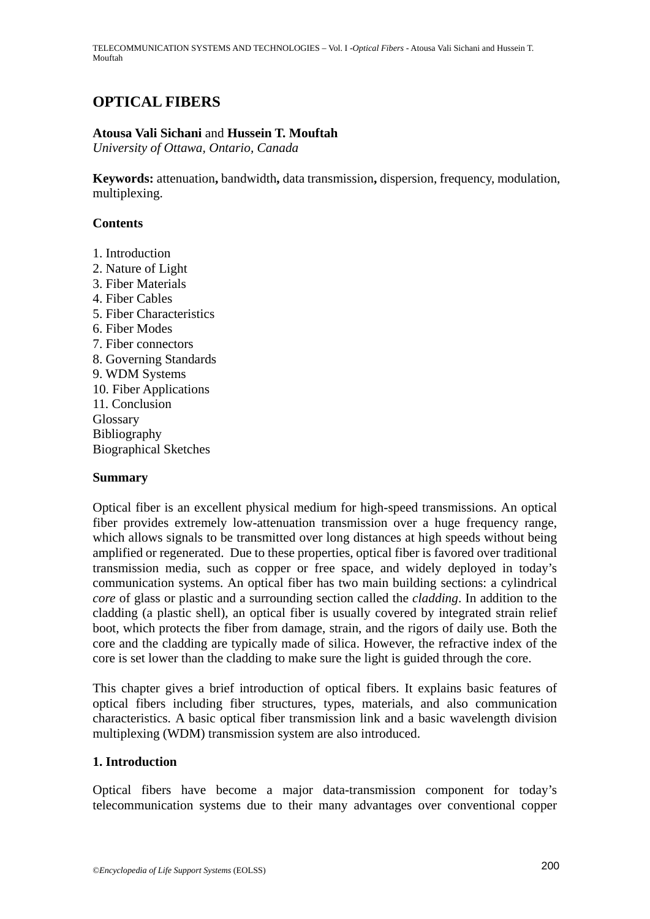# OPTICAL FIBERS

**Atousa Vali Sichani** and **Hussein T. Mouftah**
*University of Ottawa, Ontario, Canada*

**Keywords:** attenuation**,** bandwidth**,** data transmission**,** dispersion, frequency, modulation, multiplexing.

**Contents**

1. Introduction
2. Nature of Light
3. Fiber Materials
4. Fiber Cables
5. Fiber Characteristics
6. Fiber Modes
7. Fiber connectors
8. Governing Standards
9. WDM Systems
10. Fiber Applications
11. Conclusion

Glossary
Bibliography
Biographical Sketches

**Summary**

Optical fiber is an excellent physical medium for high-speed transmissions. An optical fiber provides extremely low-attenuation transmission over a huge frequency range, which allows signals to be transmitted over long distances at high speeds without being amplified or regenerated. Due to these properties, optical fiber is favored over traditional transmission media, such as copper or free space, and widely deployed in today's communication systems. An optical fiber has two main building sections: a cylindrical *core* of glass or plastic and a surrounding section called the *cladding*. In addition to the cladding (a plastic shell), an optical fiber is usually covered by integrated strain relief boot, which protects the fiber from damage, strain, and the rigors of daily use. Both the core and the cladding are typically made of silica. However, the refractive index of the core is set lower than the cladding to make sure the light is guided through the core.

This chapter gives a brief introduction of optical fibers. It explains basic features of optical fibers including fiber structures, types, materials, and also communication characteristics. A basic optical fiber transmission link and a basic wavelength division multiplexing (WDM) transmission system are also introduced.

## 1. Introduction

Optical fibers have become a major data-transmission component for today's telecommunication systems due to their many advantages over conventional copper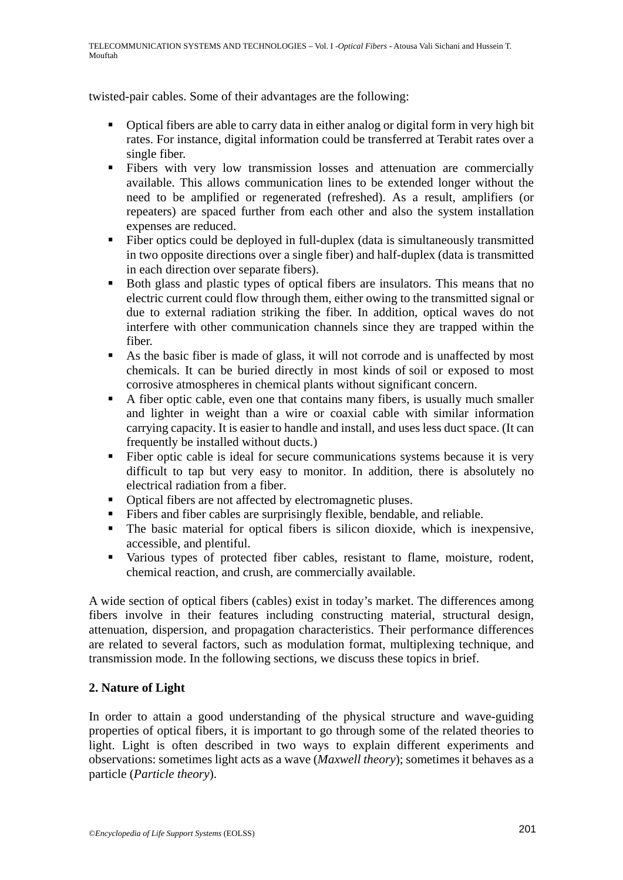twisted-pair cables. Some of their advantages are the following:

- Optical fibers are able to carry data in either analog or digital form in very high bit rates. For instance, digital information could be transferred at Terabit rates over a single fiber.
- Fibers with very low transmission losses and attenuation are commercially available. This allows communication lines to be extended longer without the need to be amplified or regenerated (refreshed). As a result, amplifiers (or repeaters) are spaced further from each other and also the system installation expenses are reduced.
- Fiber optics could be deployed in full-duplex (data is simultaneously transmitted in two opposite directions over a single fiber) and half-duplex (data is transmitted in each direction over separate fibers).
- Both glass and plastic types of optical fibers are insulators. This means that no electric current could flow through them, either owing to the transmitted signal or due to external radiation striking the fiber. In addition, optical waves do not interfere with other communication channels since they are trapped within the fiber.
- As the basic fiber is made of glass, it will not corrode and is unaffected by most chemicals. It can be buried directly in most kinds of soil or exposed to most corrosive atmospheres in chemical plants without significant concern.
- A fiber optic cable, even one that contains many fibers, is usually much smaller and lighter in weight than a wire or coaxial cable with similar information carrying capacity. It is easier to handle and install, and uses less duct space. (It can frequently be installed without ducts.)
- Fiber optic cable is ideal for secure communications systems because it is very difficult to tap but very easy to monitor. In addition, there is absolutely no electrical radiation from a fiber.
- Optical fibers are not affected by electromagnetic pluses.
- Fibers and fiber cables are surprisingly flexible, bendable, and reliable.
- The basic material for optical fibers is silicon dioxide, which is inexpensive, accessible, and plentiful.
- Various types of protected fiber cables, resistant to flame, moisture, rodent, chemical reaction, and crush, are commercially available.

A wide section of optical fibers (cables) exist in today's market. The differences among fibers involve in their features including constructing material, structural design, attenuation, dispersion, and propagation characteristics. Their performance differences are related to several factors, such as modulation format, multiplexing technique, and transmission mode. In the following sections, we discuss these topics in brief.

## 2. Nature of Light

In order to attain a good understanding of the physical structure and wave-guiding properties of optical fibers, it is important to go through some of the related theories to light. Light is often described in two ways to explain different experiments and observations: sometimes light acts as a wave (*Maxwell theory*); sometimes it behaves as a particle (*Particle theory*).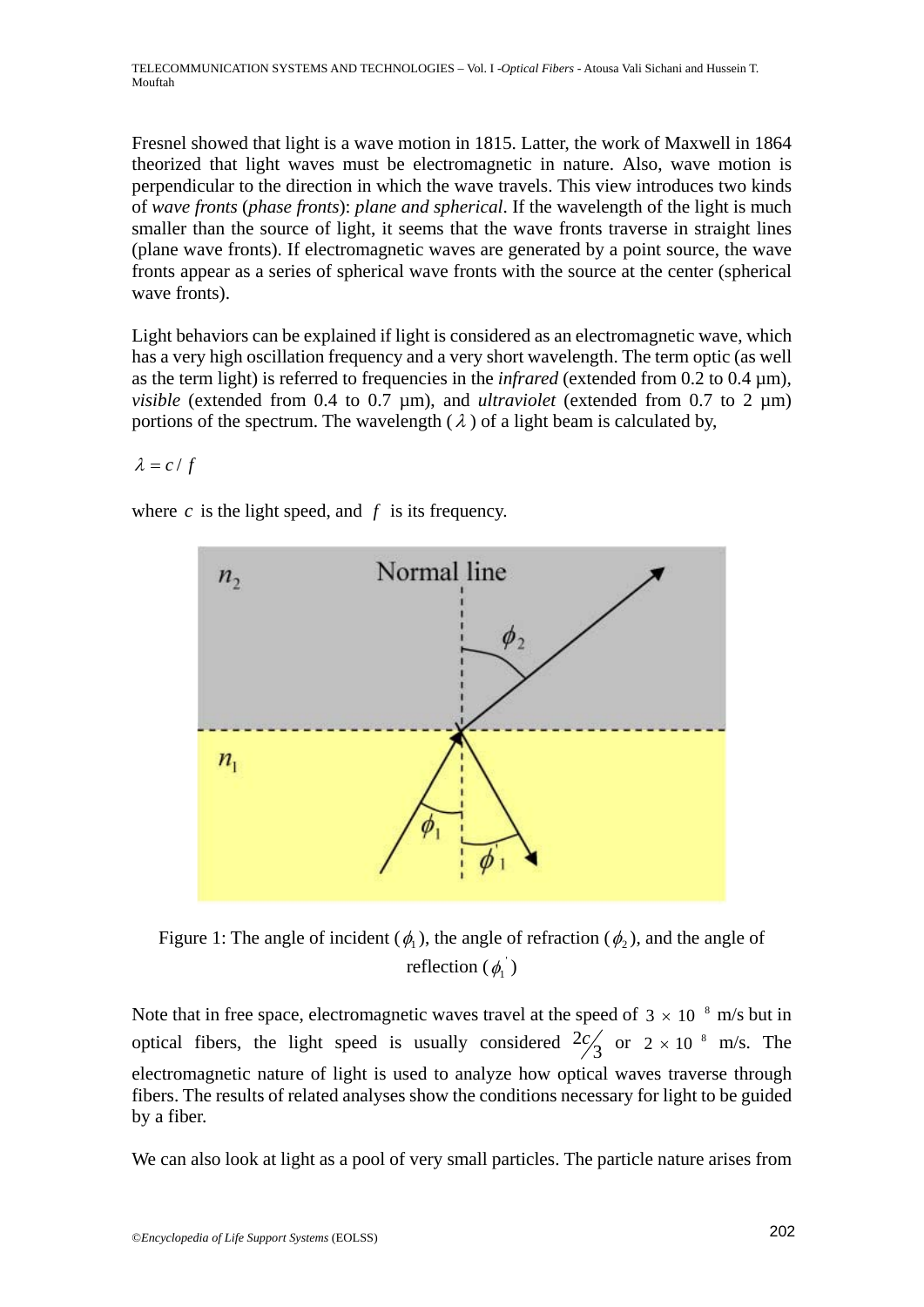Fresnel showed that light is a wave motion in 1815. Latter, the work of Maxwell in 1864 theorized that light waves must be electromagnetic in nature. Also, wave motion is perpendicular to the direction in which the wave travels. This view introduces two kinds of *wave fronts* (*phase fronts*): *plane and spherical*. If the wavelength of the light is much smaller than the source of light, it seems that the wave fronts traverse in straight lines (plane wave fronts). If electromagnetic waves are generated by a point source, the wave fronts appear as a series of spherical wave fronts with the source at the center (spherical wave fronts).

Light behaviors can be explained if light is considered as an electromagnetic wave, which has a very high oscillation frequency and a very short wavelength. The term optic (as well as the term light) is referred to frequencies in the *infrared* (extended from 0.2 to 0.4 µm), *visible* (extended from 0.4 to 0.7 µm), and *ultraviolet* (extended from 0.7 to 2 µm) portions of the spectrum. The wavelength ($\lambda$) of a light beam is calculated by,

$$\lambda = c / f$$

where $c$ is the light speed, and $f$ is its frequency.

Figure 1: The angle of incident ($\phi_1$), the angle of refraction ($\phi_2$), and the angle of reflection ($\phi_1^{'}$)

Note that in free space, electromagnetic waves travel at the speed of $3 \times 10^{8}$ m/s but in optical fibers, the light speed is usually considered $2c/3$ or $2 \times 10^{8}$ m/s. The electromagnetic nature of light is used to analyze how optical waves traverse through fibers. The results of related analyses show the conditions necessary for light to be guided by a fiber.

We can also look at light as a pool of very small particles. The particle nature arises from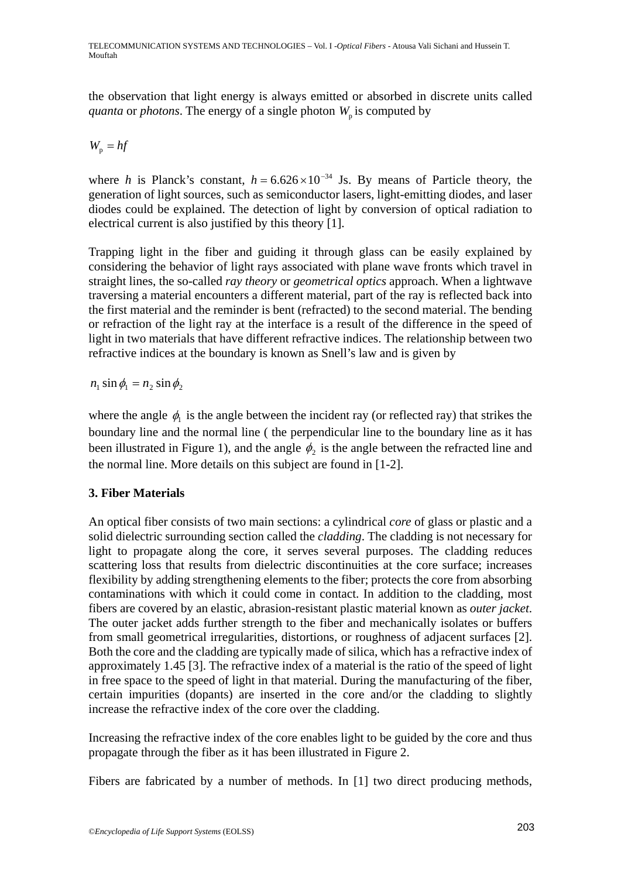the observation that light energy is always emitted or absorbed in discrete units called *quanta* or *photons*. The energy of a single photon $W_p$ is computed by

$$W_p = hf$$

where $h$ is Planck's constant, $h = 6.626 \times 10^{-34}$ Js. By means of Particle theory, the generation of light sources, such as semiconductor lasers, light-emitting diodes, and laser diodes could be explained. The detection of light by conversion of optical radiation to electrical current is also justified by this theory [1].

Trapping light in the fiber and guiding it through glass can be easily explained by considering the behavior of light rays associated with plane wave fronts which travel in straight lines, the so-called *ray theory* or *geometrical optics* approach. When a lightwave traversing a material encounters a different material, part of the ray is reflected back into the first material and the reminder is bent (refracted) to the second material. The bending or refraction of the light ray at the interface is a result of the difference in the speed of light in two materials that have different refractive indices. The relationship between two refractive indices at the boundary is known as Snell's law and is given by

$$n_1 \sin \phi_1 = n_2 \sin \phi_2$$

where the angle $\phi_1$ is the angle between the incident ray (or reflected ray) that strikes the boundary line and the normal line ( the perpendicular line to the boundary line as it has been illustrated in Figure 1), and the angle $\phi_2$ is the angle between the refracted line and the normal line. More details on this subject are found in [1-2].

## 3. Fiber Materials

An optical fiber consists of two main sections: a cylindrical *core* of glass or plastic and a solid dielectric surrounding section called the *cladding*. The cladding is not necessary for light to propagate along the core, it serves several purposes. The cladding reduces scattering loss that results from dielectric discontinuities at the core surface; increases flexibility by adding strengthening elements to the fiber; protects the core from absorbing contaminations with which it could come in contact. In addition to the cladding, most fibers are covered by an elastic, abrasion-resistant plastic material known as *outer jacket*. The outer jacket adds further strength to the fiber and mechanically isolates or buffers from small geometrical irregularities, distortions, or roughness of adjacent surfaces [2]. Both the core and the cladding are typically made of silica, which has a refractive index of approximately 1.45 [3]. The refractive index of a material is the ratio of the speed of light in free space to the speed of light in that material. During the manufacturing of the fiber, certain impurities (dopants) are inserted in the core and/or the cladding to slightly increase the refractive index of the core over the cladding.

Increasing the refractive index of the core enables light to be guided by the core and thus propagate through the fiber as it has been illustrated in Figure 2.

Fibers are fabricated by a number of methods. In [1] two direct producing methods,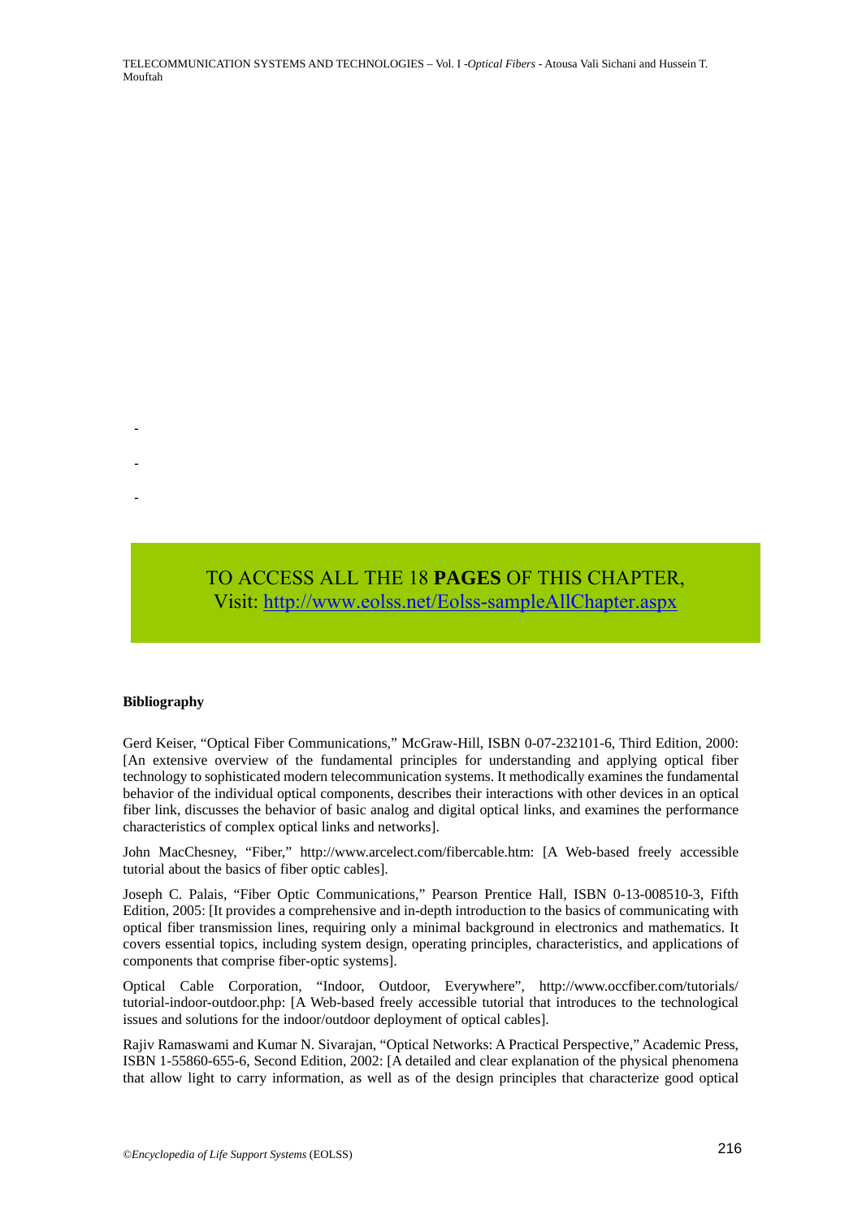-

-

-

TO ACCESS ALL THE 18 **PAGES** OF THIS CHAPTER,
Visit: http://www.eolss.net/Eolss-sampleAllChapter.aspx

**Bibliography**

Gerd Keiser, "Optical Fiber Communications," McGraw-Hill, ISBN 0-07-232101-6, Third Edition, 2000: [An extensive overview of the fundamental principles for understanding and applying optical fiber technology to sophisticated modern telecommunication systems. It methodically examines the fundamental behavior of the individual optical components, describes their interactions with other devices in an optical fiber link, discusses the behavior of basic analog and digital optical links, and examines the performance characteristics of complex optical links and networks].

John MacChesney, "Fiber," http://www.arcelect.com/fibercable.htm: [A Web-based freely accessible tutorial about the basics of fiber optic cables].

Joseph C. Palais, "Fiber Optic Communications," Pearson Prentice Hall, ISBN 0-13-008510-3, Fifth Edition, 2005: [It provides a comprehensive and in-depth introduction to the basics of communicating with optical fiber transmission lines, requiring only a minimal background in electronics and mathematics. It covers essential topics, including system design, operating principles, characteristics, and applications of components that comprise fiber-optic systems].

Optical Cable Corporation, "Indoor, Outdoor, Everywhere", http://www.occfiber.com/tutorials/tutorial-indoor-outdoor.php: [A Web-based freely accessible tutorial that introduces to the technological issues and solutions for the indoor/outdoor deployment of optical cables].

Rajiv Ramaswami and Kumar N. Sivarajan, "Optical Networks: A Practical Perspective," Academic Press, ISBN 1-55860-655-6, Second Edition, 2002: [A detailed and clear explanation of the physical phenomena that allow light to carry information, as well as of the design principles that characterize good optical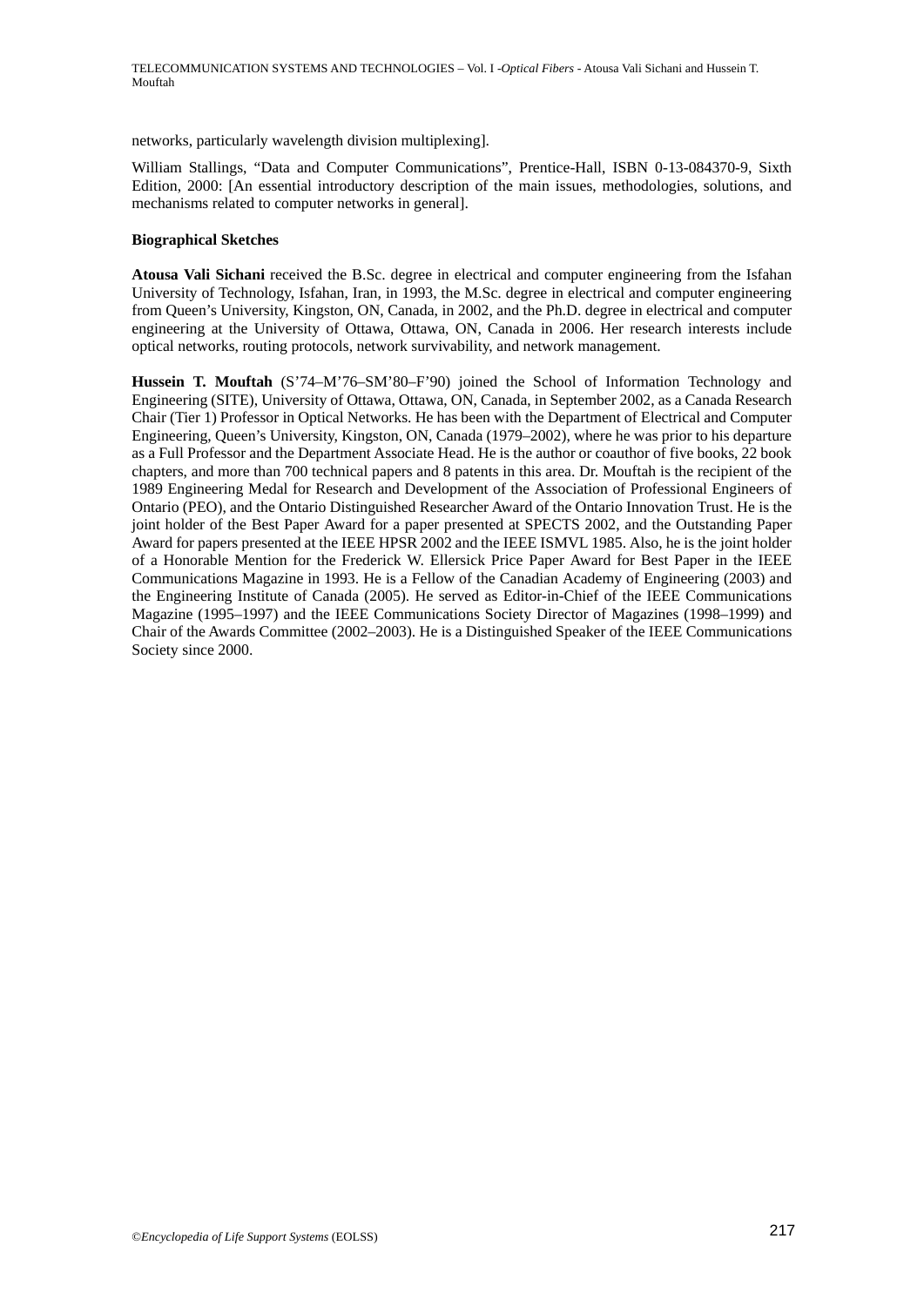networks, particularly wavelength division multiplexing].

William Stallings, "Data and Computer Communications", Prentice-Hall, ISBN 0-13-084370-9, Sixth Edition, 2000: [An essential introductory description of the main issues, methodologies, solutions, and mechanisms related to computer networks in general].

**Biographical Sketches**

**Atousa Vali Sichani** received the B.Sc. degree in electrical and computer engineering from the Isfahan University of Technology, Isfahan, Iran, in 1993, the M.Sc. degree in electrical and computer engineering from Queen's University, Kingston, ON, Canada, in 2002, and the Ph.D. degree in electrical and computer engineering at the University of Ottawa, Ottawa, ON, Canada in 2006. Her research interests include optical networks, routing protocols, network survivability, and network management.

**Hussein T. Mouftah** (S'74–M'76–SM'80–F'90) joined the School of Information Technology and Engineering (SITE), University of Ottawa, Ottawa, ON, Canada, in September 2002, as a Canada Research Chair (Tier 1) Professor in Optical Networks. He has been with the Department of Electrical and Computer Engineering, Queen's University, Kingston, ON, Canada (1979–2002), where he was prior to his departure as a Full Professor and the Department Associate Head. He is the author or coauthor of five books, 22 book chapters, and more than 700 technical papers and 8 patents in this area. Dr. Mouftah is the recipient of the 1989 Engineering Medal for Research and Development of the Association of Professional Engineers of Ontario (PEO), and the Ontario Distinguished Researcher Award of the Ontario Innovation Trust. He is the joint holder of the Best Paper Award for a paper presented at SPECTS 2002, and the Outstanding Paper Award for papers presented at the IEEE HPSR 2002 and the IEEE ISMVL 1985. Also, he is the joint holder of a Honorable Mention for the Frederick W. Ellersick Price Paper Award for Best Paper in the IEEE Communications Magazine in 1993. He is a Fellow of the Canadian Academy of Engineering (2003) and the Engineering Institute of Canada (2005). He served as Editor-in-Chief of the IEEE Communications Magazine (1995–1997) and the IEEE Communications Society Director of Magazines (1998–1999) and Chair of the Awards Committee (2002–2003). He is a Distinguished Speaker of the IEEE Communications Society since 2000.